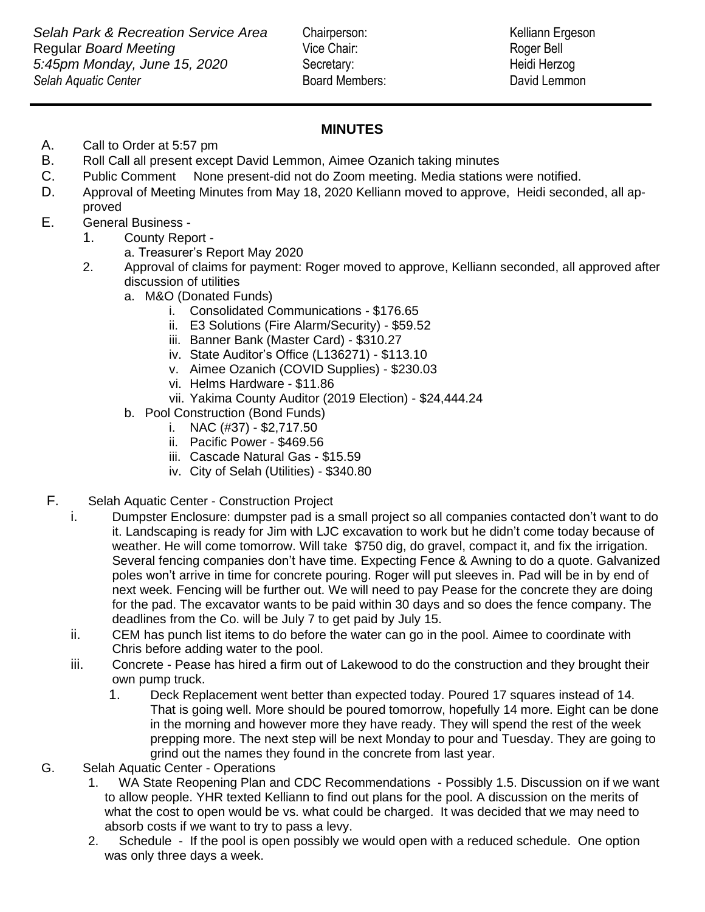*Selah Park & Recreation Service Area*
Regular *Board Meeting*
*5:45pm Monday, June 15, 2020*
*Selah Aquatic Center*

| | |
|---|---|
| Chairperson: | Kelliann Ergeson |
| Vice Chair: | Roger Bell |
| Secretary: | Heidi Herzog |
| Board Members: | David Lemmon |

---

## MINUTES

A. Call to Order at 5:57 pm

B. Roll Call all present except David Lemmon, Aimee Ozanich taking minutes

C. Public Comment None present-did not do Zoom meeting. Media stations were notified.

D. Approval of Meeting Minutes from May 18, 2020 Kelliann moved to approve, Heidi seconded, all approved

E. General Business -
   1. County Report -
      a. Treasurer's Report May 2020
   2. Approval of claims for payment: Roger moved to approve, Kelliann seconded, all approved after discussion of utilities
      a. M&O (Donated Funds)
         i. Consolidated Communications - $176.65
         ii. E3 Solutions (Fire Alarm/Security) - $59.52
         iii. Banner Bank (Master Card) - $310.27
         iv. State Auditor's Office (L136271) - $113.10
         v. Aimee Ozanich (COVID Supplies) - $230.03
         vi. Helms Hardware - $11.86
         vii. Yakima County Auditor (2019 Election) - $24,444.24
      b. Pool Construction (Bond Funds)
         i. NAC (#37) - $2,717.50
         ii. Pacific Power - $469.56
         iii. Cascade Natural Gas - $15.59
         iv. City of Selah (Utilities) - $340.80

F. Selah Aquatic Center - Construction Project
   i. Dumpster Enclosure: dumpster pad is a small project so all companies contacted don't want to do it. Landscaping is ready for Jim with LJC excavation to work but he didn't come today because of weather. He will come tomorrow. Will take $750 dig, do gravel, compact it, and fix the irrigation. Several fencing companies don't have time. Expecting Fence & Awning to do a quote. Galvanized poles won't arrive in time for concrete pouring. Roger will put sleeves in. Pad will be in by end of next week. Fencing will be further out. We will need to pay Pease for the concrete they are doing for the pad. The excavator wants to be paid within 30 days and so does the fence company. The deadlines from the Co. will be July 7 to get paid by July 15.
   ii. CEM has punch list items to do before the water can go in the pool. Aimee to coordinate with Chris before adding water to the pool.
   iii. Concrete - Pease has hired a firm out of Lakewood to do the construction and they brought their own pump truck.
      1. Deck Replacement went better than expected today. Poured 17 squares instead of 14. That is going well. More should be poured tomorrow, hopefully 14 more. Eight can be done in the morning and however more they have ready. They will spend the rest of the week prepping more. The next step will be next Monday to pour and Tuesday. They are going to grind out the names they found in the concrete from last year.

G. Selah Aquatic Center - Operations
   1. WA State Reopening Plan and CDC Recommendations - Possibly 1.5. Discussion on if we want to allow people. YHR texted Kelliann to find out plans for the pool. A discussion on the merits of what the cost to open would be vs. what could be charged. It was decided that we may need to absorb costs if we want to try to pass a levy.
   2. Schedule - If the pool is open possibly we would open with a reduced schedule. One option was only three days a week.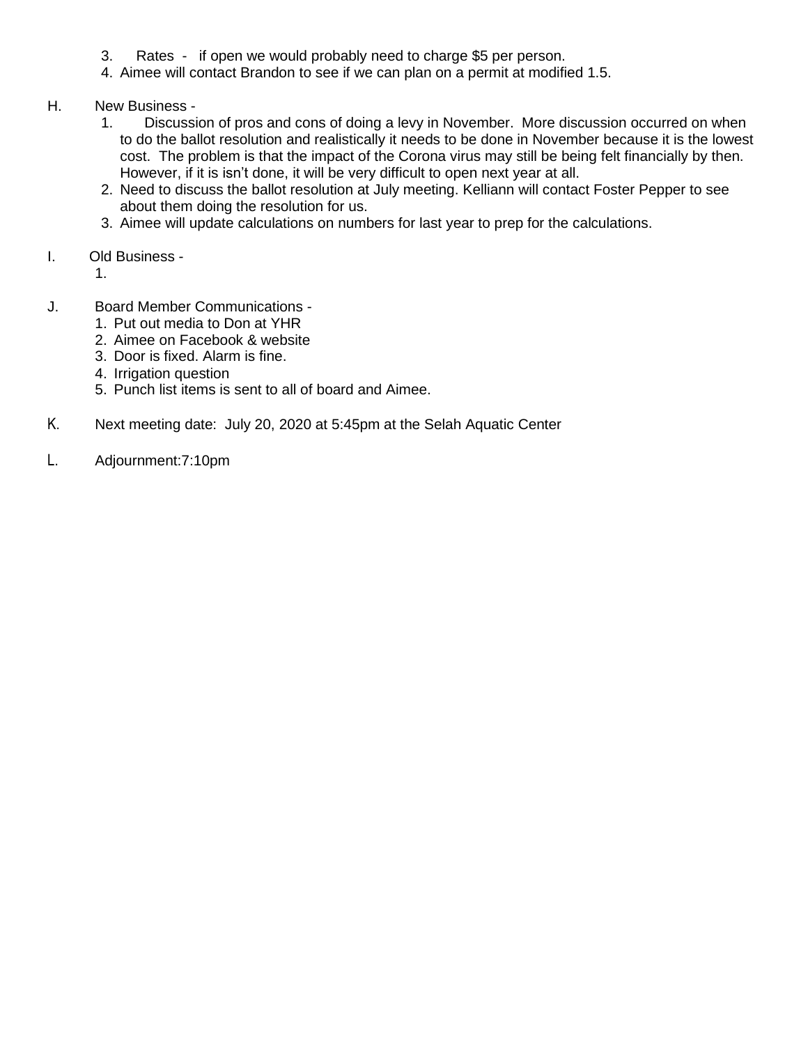3. Rates - if open we would probably need to charge $5 per person.
4. Aimee will contact Brandon to see if we can plan on a permit at modified 1.5.

H. New Business -

1. Discussion of pros and cons of doing a levy in November. More discussion occurred on when to do the ballot resolution and realistically it needs to be done in November because it is the lowest cost. The problem is that the impact of the Corona virus may still be being felt financially by then. However, if it is isn't done, it will be very difficult to open next year at all.
2. Need to discuss the ballot resolution at July meeting. Kelliann will contact Foster Pepper to see about them doing the resolution for us.
3. Aimee will update calculations on numbers for last year to prep for the calculations.

I. Old Business -

1.

J. Board Member Communications -

1. Put out media to Don at YHR
2. Aimee on Facebook & website
3. Door is fixed. Alarm is fine.
4. Irrigation question
5. Punch list items is sent to all of board and Aimee.

K. Next meeting date: July 20, 2020 at 5:45pm at the Selah Aquatic Center

L. Adjournment:7:10pm